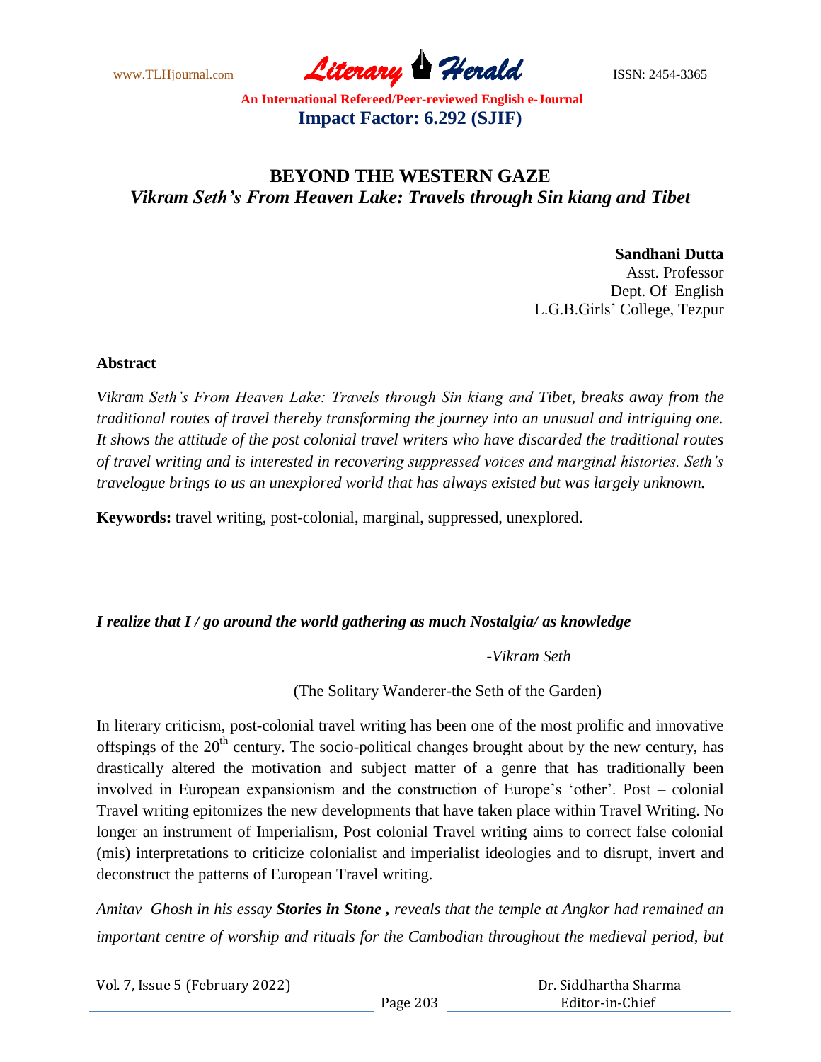# BEYOND THE WESTERN GAZE

## *Vikram Seth's From Heaven Lake: Travels through Sin kiang and Tibet*

**Sandhani Dutta**
Asst. Professor
Dept. Of English
L.G.B.Girls' College, Tezpur

**Abstract**

*Vikram Seth's From Heaven Lake: Travels through Sin kiang and Tibet, breaks away from the traditional routes of travel thereby transforming the journey into an unusual and intriguing one. It shows the attitude of the post colonial travel writers who have discarded the traditional routes of travel writing and is interested in recovering suppressed voices and marginal histories. Seth's travelogue brings to us an unexplored world that has always existed but was largely unknown.*

**Keywords:** travel writing, post-colonial, marginal, suppressed, unexplored.

***I realize that I / go around the world gathering as much Nostalgia/ as knowledge***

*-Vikram Seth*

(The Solitary Wanderer-the Seth of the Garden)

In literary criticism, post-colonial travel writing has been one of the most prolific and innovative offsprings of the 20th century. The socio-political changes brought about by the new century, has drastically altered the motivation and subject matter of a genre that has traditionally been involved in European expansionism and the construction of Europe's 'other'. Post – colonial Travel writing epitomizes the new developments that have taken place within Travel Writing. No longer an instrument of Imperialism, Post colonial Travel writing aims to correct false colonial (mis) interpretations to criticize colonialist and imperialist ideologies and to disrupt, invert and deconstruct the patterns of European Travel writing.

*Amitav Ghosh in his essay **Stories in Stone ,** reveals that the temple at Angkor had remained an important centre of worship and rituals for the Cambodian throughout the medieval period, but*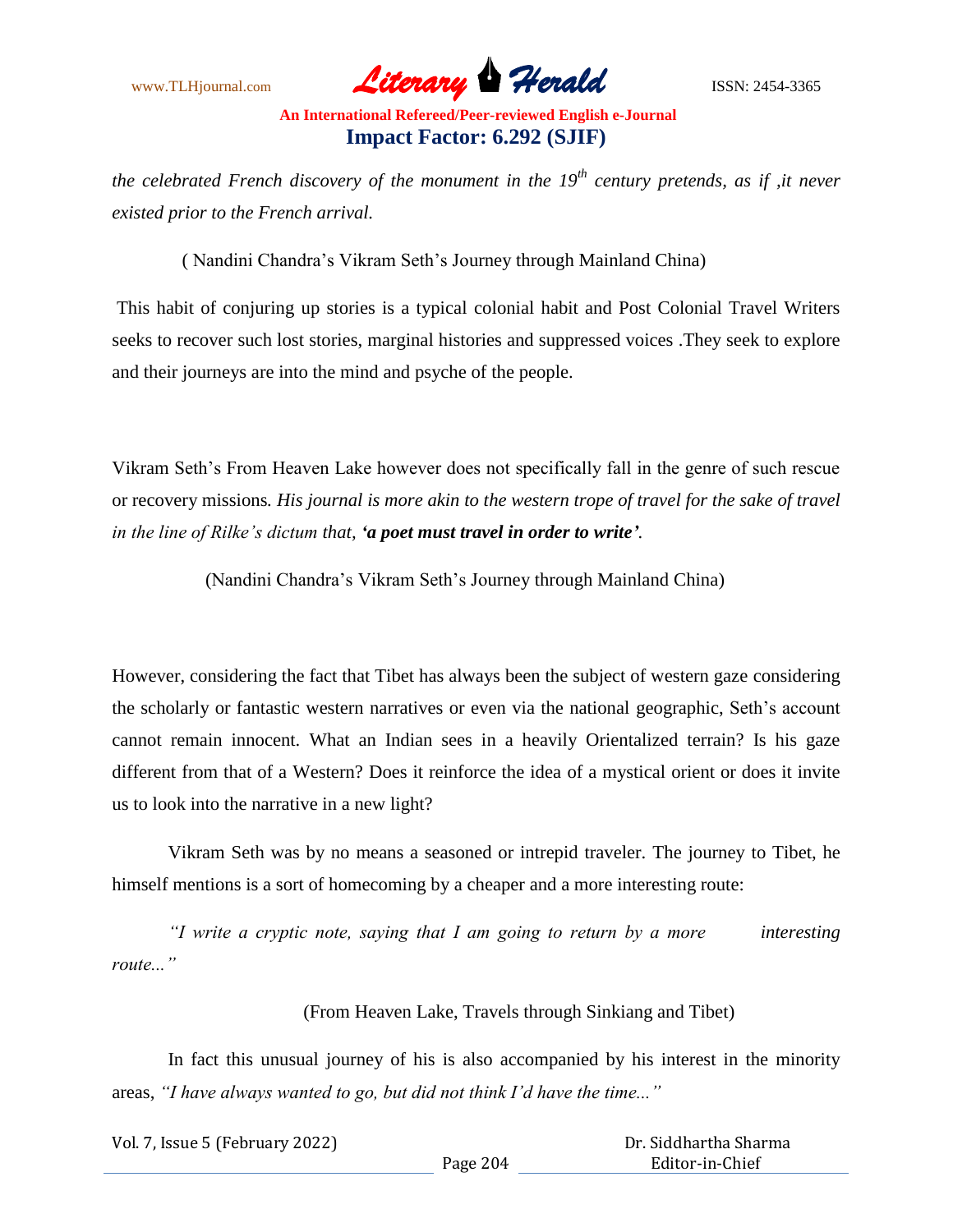*the celebrated French discovery of the monument in the 19th century pretends, as if ,it never existed prior to the French arrival.*

( Nandini Chandra's Vikram Seth's Journey through Mainland China)

This habit of conjuring up stories is a typical colonial habit and Post Colonial Travel Writers seeks to recover such lost stories, marginal histories and suppressed voices .They seek to explore and their journeys are into the mind and psyche of the people.

Vikram Seth's From Heaven Lake however does not specifically fall in the genre of such rescue or recovery missions*. His journal is more akin to the western trope of travel for the sake of travel in the line of Rilke's dictum that,* ***'a poet must travel in order to write'****.*

(Nandini Chandra's Vikram Seth's Journey through Mainland China)

However, considering the fact that Tibet has always been the subject of western gaze considering the scholarly or fantastic western narratives or even via the national geographic, Seth's account cannot remain innocent. What an Indian sees in a heavily Orientalized terrain? Is his gaze different from that of a Western? Does it reinforce the idea of a mystical orient or does it invite us to look into the narrative in a new light?

Vikram Seth was by no means a seasoned or intrepid traveler. The journey to Tibet, he himself mentions is a sort of homecoming by a cheaper and a more interesting route:

*"I write a cryptic note, saying that I am going to return by a more interesting route..."*

(From Heaven Lake, Travels through Sinkiang and Tibet)

In fact this unusual journey of his is also accompanied by his interest in the minority areas, *"I have always wanted to go, but did not think I'd have the time..."*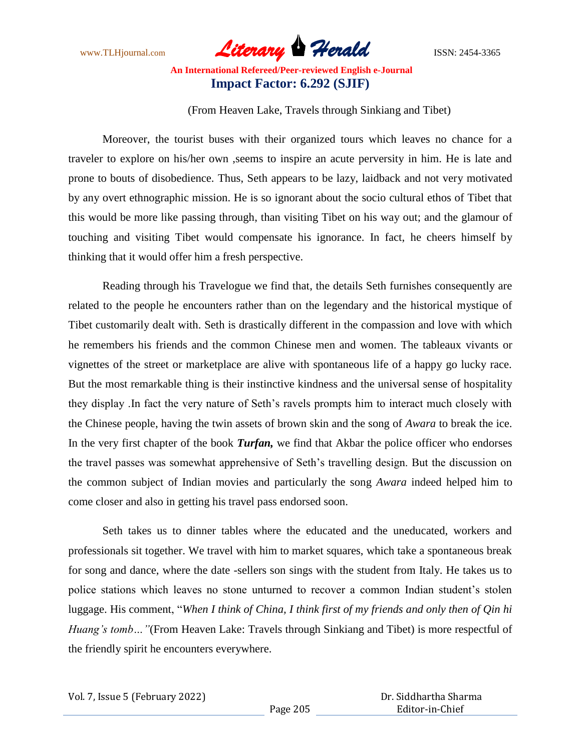(From Heaven Lake, Travels through Sinkiang and Tibet)

Moreover, the tourist buses with their organized tours which leaves no chance for a traveler to explore on his/her own ,seems to inspire an acute perversity in him. He is late and prone to bouts of disobedience. Thus, Seth appears to be lazy, laidback and not very motivated by any overt ethnographic mission. He is so ignorant about the socio cultural ethos of Tibet that this would be more like passing through, than visiting Tibet on his way out; and the glamour of touching and visiting Tibet would compensate his ignorance. In fact, he cheers himself by thinking that it would offer him a fresh perspective.

Reading through his Travelogue we find that, the details Seth furnishes consequently are related to the people he encounters rather than on the legendary and the historical mystique of Tibet customarily dealt with. Seth is drastically different in the compassion and love with which he remembers his friends and the common Chinese men and women. The tableaux vivants or vignettes of the street or marketplace are alive with spontaneous life of a happy go lucky race. But the most remarkable thing is their instinctive kindness and the universal sense of hospitality they display .In fact the very nature of Seth's ravels prompts him to interact much closely with the Chinese people, having the twin assets of brown skin and the song of *Awara* to break the ice. In the very first chapter of the book ***Turfan,*** we find that Akbar the police officer who endorses the travel passes was somewhat apprehensive of Seth's travelling design. But the discussion on the common subject of Indian movies and particularly the song *Awara* indeed helped him to come closer and also in getting his travel pass endorsed soon.

Seth takes us to dinner tables where the educated and the uneducated, workers and professionals sit together. We travel with him to market squares, which take a spontaneous break for song and dance, where the date -sellers son sings with the student from Italy. He takes us to police stations which leaves no stone unturned to recover a common Indian student's stolen luggage. His comment, "*When I think of China, I think first of my friends and only then of Qin hi Huang's tomb…"*(From Heaven Lake: Travels through Sinkiang and Tibet) is more respectful of the friendly spirit he encounters everywhere.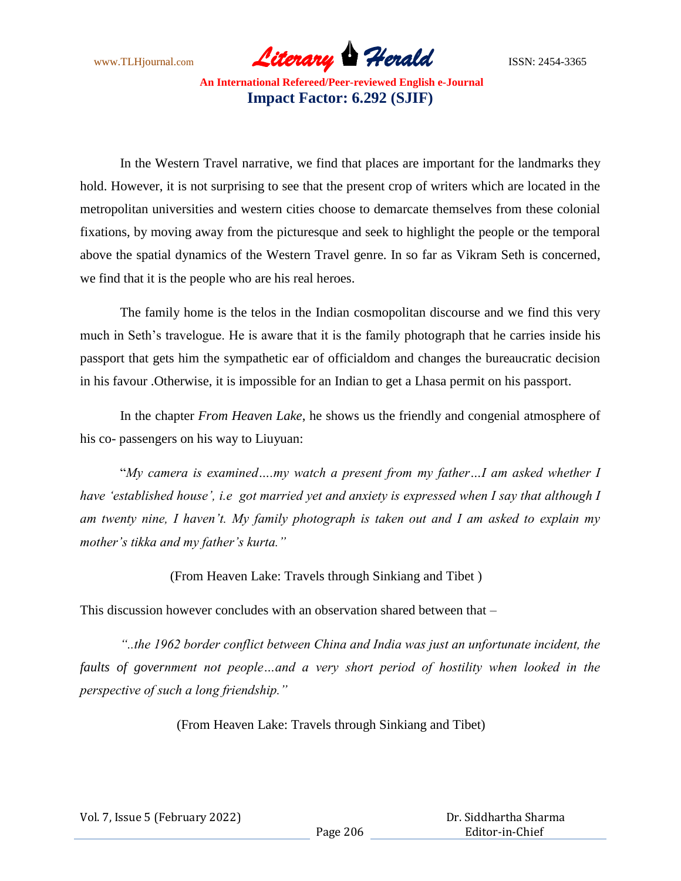In the Western Travel narrative, we find that places are important for the landmarks they hold. However, it is not surprising to see that the present crop of writers which are located in the metropolitan universities and western cities choose to demarcate themselves from these colonial fixations, by moving away from the picturesque and seek to highlight the people or the temporal above the spatial dynamics of the Western Travel genre. In so far as Vikram Seth is concerned, we find that it is the people who are his real heroes.

The family home is the telos in the Indian cosmopolitan discourse and we find this very much in Seth's travelogue. He is aware that it is the family photograph that he carries inside his passport that gets him the sympathetic ear of officialdom and changes the bureaucratic decision in his favour .Otherwise, it is impossible for an Indian to get a Lhasa permit on his passport.

In the chapter *From Heaven Lake*, he shows us the friendly and congenial atmosphere of his co- passengers on his way to Liuyuan:

"*My camera is examined….my watch a present from my father…I am asked whether I have 'established house', i.e got married yet and anxiety is expressed when I say that although I am twenty nine, I haven't. My family photograph is taken out and I am asked to explain my mother's tikka and my father's kurta."*

(From Heaven Lake: Travels through Sinkiang and Tibet )

This discussion however concludes with an observation shared between that –

*"..the 1962 border conflict between China and India was just an unfortunate incident, the faults of government not people…and a very short period of hostility when looked in the perspective of such a long friendship."*

(From Heaven Lake: Travels through Sinkiang and Tibet)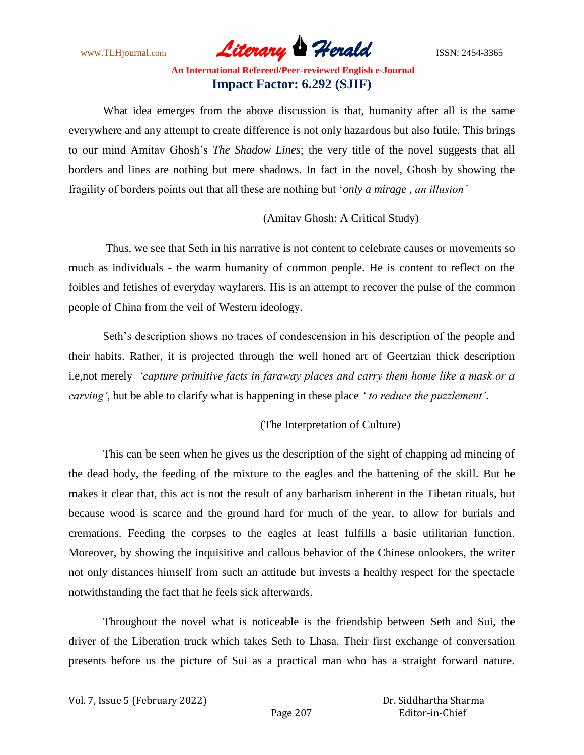What idea emerges from the above discussion is that, humanity after all is the same everywhere and any attempt to create difference is not only hazardous but also futile. This brings to our mind Amitav Ghosh's *The Shadow Lines*; the very title of the novel suggests that all borders and lines are nothing but mere shadows. In fact in the novel, Ghosh by showing the fragility of borders points out that all these are nothing but '*only a mirage , an illusion'*

(Amitav Ghosh: A Critical Study)

Thus, we see that Seth in his narrative is not content to celebrate causes or movements so much as individuals - the warm humanity of common people. He is content to reflect on the foibles and fetishes of everyday wayfarers. His is an attempt to recover the pulse of the common people of China from the veil of Western ideology.

Seth's description shows no traces of condescension in his description of the people and their habits. Rather, it is projected through the well honed art of Geertzian thick description i.e,not merely *'capture primitive facts in faraway places and carry them home like a mask or a carving'*, but be able to clarify what is happening in these place *' to reduce the puzzlement'*.

(The Interpretation of Culture)

This can be seen when he gives us the description of the sight of chapping ad mincing of the dead body, the feeding of the mixture to the eagles and the battening of the skill. But he makes it clear that, this act is not the result of any barbarism inherent in the Tibetan rituals, but because wood is scarce and the ground hard for much of the year, to allow for burials and cremations. Feeding the corpses to the eagles at least fulfills a basic utilitarian function. Moreover, by showing the inquisitive and callous behavior of the Chinese onlookers, the writer not only distances himself from such an attitude but invests a healthy respect for the spectacle notwithstanding the fact that he feels sick afterwards.

Throughout the novel what is noticeable is the friendship between Seth and Sui, the driver of the Liberation truck which takes Seth to Lhasa. Their first exchange of conversation presents before us the picture of Sui as a practical man who has a straight forward nature.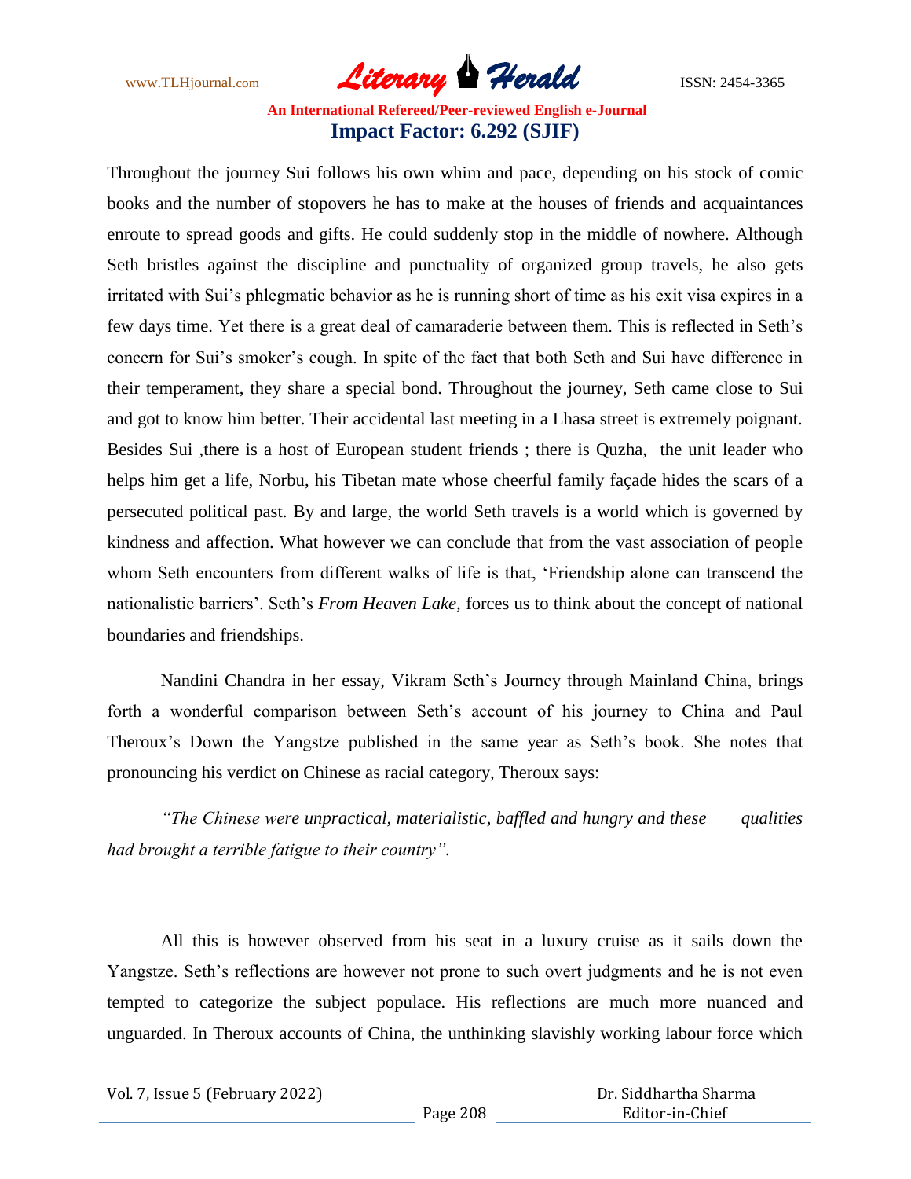Throughout the journey Sui follows his own whim and pace, depending on his stock of comic books and the number of stopovers he has to make at the houses of friends and acquaintances enroute to spread goods and gifts. He could suddenly stop in the middle of nowhere. Although Seth bristles against the discipline and punctuality of organized group travels, he also gets irritated with Sui's phlegmatic behavior as he is running short of time as his exit visa expires in a few days time. Yet there is a great deal of camaraderie between them. This is reflected in Seth's concern for Sui's smoker's cough. In spite of the fact that both Seth and Sui have difference in their temperament, they share a special bond. Throughout the journey, Seth came close to Sui and got to know him better. Their accidental last meeting in a Lhasa street is extremely poignant. Besides Sui ,there is a host of European student friends ; there is Quzha, the unit leader who helps him get a life, Norbu, his Tibetan mate whose cheerful family façade hides the scars of a persecuted political past. By and large, the world Seth travels is a world which is governed by kindness and affection. What however we can conclude that from the vast association of people whom Seth encounters from different walks of life is that, 'Friendship alone can transcend the nationalistic barriers'. Seth's *From Heaven Lake,* forces us to think about the concept of national boundaries and friendships.

Nandini Chandra in her essay, Vikram Seth's Journey through Mainland China, brings forth a wonderful comparison between Seth's account of his journey to China and Paul Theroux's Down the Yangstze published in the same year as Seth's book. She notes that pronouncing his verdict on Chinese as racial category, Theroux says:

*"The Chinese were unpractical, materialistic, baffled and hungry and these qualities had brought a terrible fatigue to their country".*

All this is however observed from his seat in a luxury cruise as it sails down the Yangstze. Seth's reflections are however not prone to such overt judgments and he is not even tempted to categorize the subject populace. His reflections are much more nuanced and unguarded. In Theroux accounts of China, the unthinking slavishly working labour force which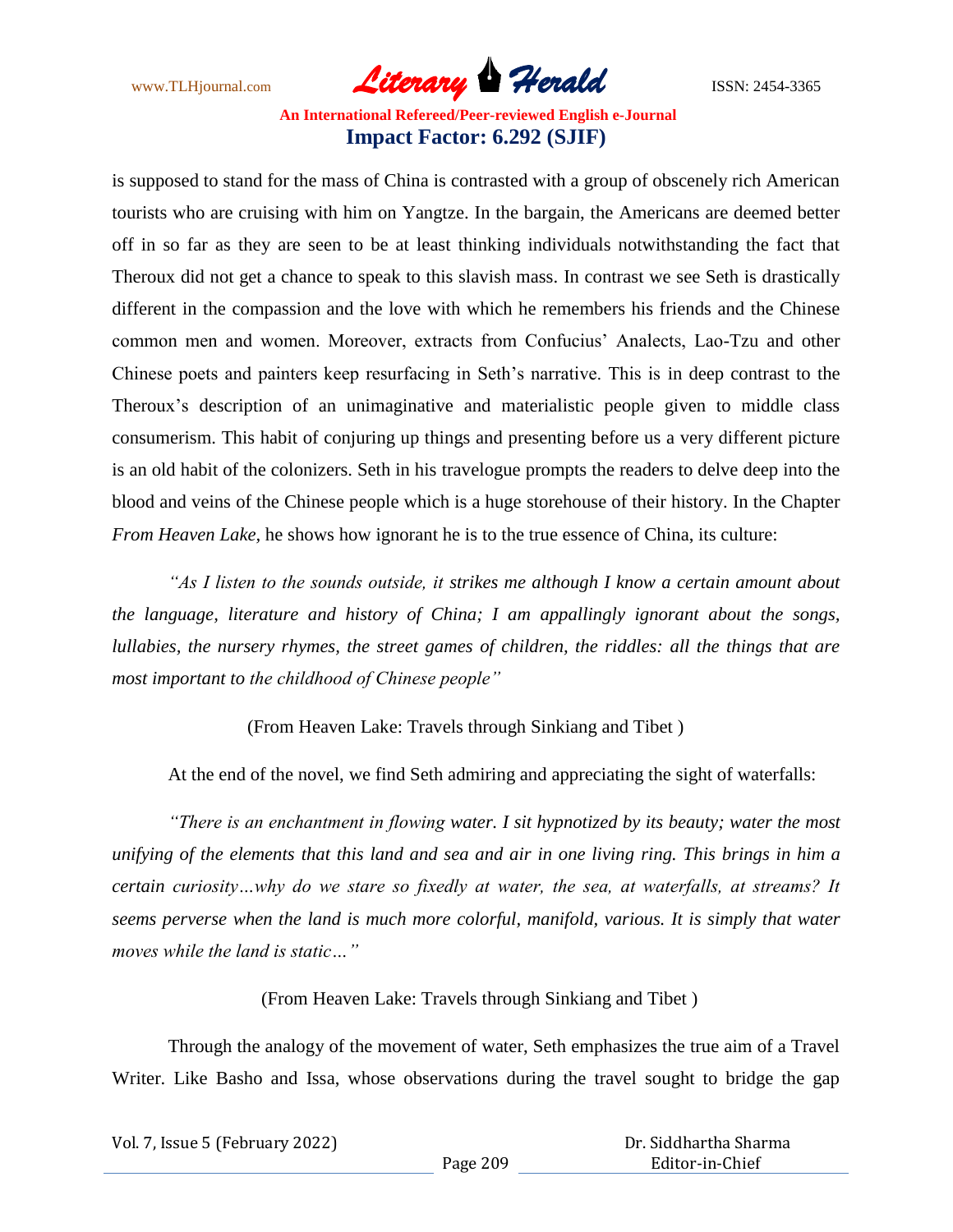is supposed to stand for the mass of China is contrasted with a group of obscenely rich American tourists who are cruising with him on Yangtze. In the bargain, the Americans are deemed better off in so far as they are seen to be at least thinking individuals notwithstanding the fact that Theroux did not get a chance to speak to this slavish mass. In contrast we see Seth is drastically different in the compassion and the love with which he remembers his friends and the Chinese common men and women. Moreover, extracts from Confucius' Analects, Lao-Tzu and other Chinese poets and painters keep resurfacing in Seth's narrative. This is in deep contrast to the Theroux's description of an unimaginative and materialistic people given to middle class consumerism. This habit of conjuring up things and presenting before us a very different picture is an old habit of the colonizers. Seth in his travelogue prompts the readers to delve deep into the blood and veins of the Chinese people which is a huge storehouse of their history. In the Chapter *From Heaven Lake,* he shows how ignorant he is to the true essence of China, its culture:

*"As I listen to the sounds outside, it strikes me although I know a certain amount about the language, literature and history of China; I am appallingly ignorant about the songs, lullabies, the nursery rhymes, the street games of children, the riddles: all the things that are most important to the childhood of Chinese people"*

(From Heaven Lake: Travels through Sinkiang and Tibet )

At the end of the novel, we find Seth admiring and appreciating the sight of waterfalls:

*"There is an enchantment in flowing water. I sit hypnotized by its beauty; water the most unifying of the elements that this land and sea and air in one living ring. This brings in him a certain curiosity…why do we stare so fixedly at water, the sea, at waterfalls, at streams? It seems perverse when the land is much more colorful, manifold, various. It is simply that water moves while the land is static…"*

(From Heaven Lake: Travels through Sinkiang and Tibet )

Through the analogy of the movement of water, Seth emphasizes the true aim of a Travel Writer. Like Basho and Issa, whose observations during the travel sought to bridge the gap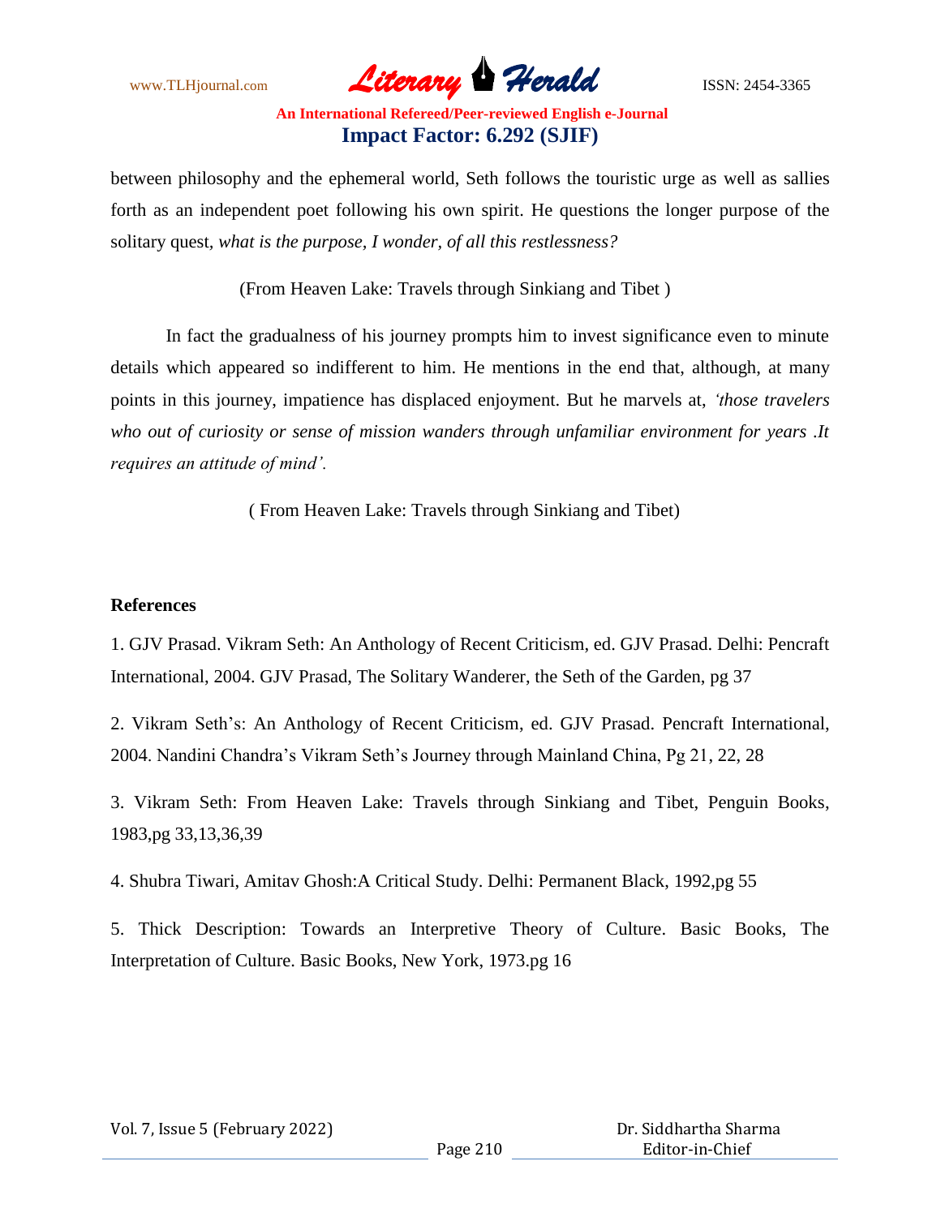between philosophy and the ephemeral world, Seth follows the touristic urge as well as sallies forth as an independent poet following his own spirit. He questions the longer purpose of the solitary quest, *what is the purpose, I wonder, of all this restlessness?*

(From Heaven Lake: Travels through Sinkiang and Tibet )

In fact the gradualness of his journey prompts him to invest significance even to minute details which appeared so indifferent to him. He mentions in the end that, although, at many points in this journey, impatience has displaced enjoyment. But he marvels at, *'those travelers who out of curiosity or sense of mission wanders through unfamiliar environment for years .It requires an attitude of mind'.*

( From Heaven Lake: Travels through Sinkiang and Tibet)

**References**

1. GJV Prasad. Vikram Seth: An Anthology of Recent Criticism, ed. GJV Prasad. Delhi: Pencraft International, 2004. GJV Prasad, The Solitary Wanderer, the Seth of the Garden, pg 37

2. Vikram Seth's: An Anthology of Recent Criticism, ed. GJV Prasad. Pencraft International, 2004. Nandini Chandra's Vikram Seth's Journey through Mainland China, Pg 21, 22, 28

3. Vikram Seth: From Heaven Lake: Travels through Sinkiang and Tibet, Penguin Books, 1983,pg 33,13,36,39

4. Shubra Tiwari, Amitav Ghosh:A Critical Study. Delhi: Permanent Black, 1992,pg 55

5. Thick Description: Towards an Interpretive Theory of Culture. Basic Books, The Interpretation of Culture. Basic Books, New York, 1973.pg 16